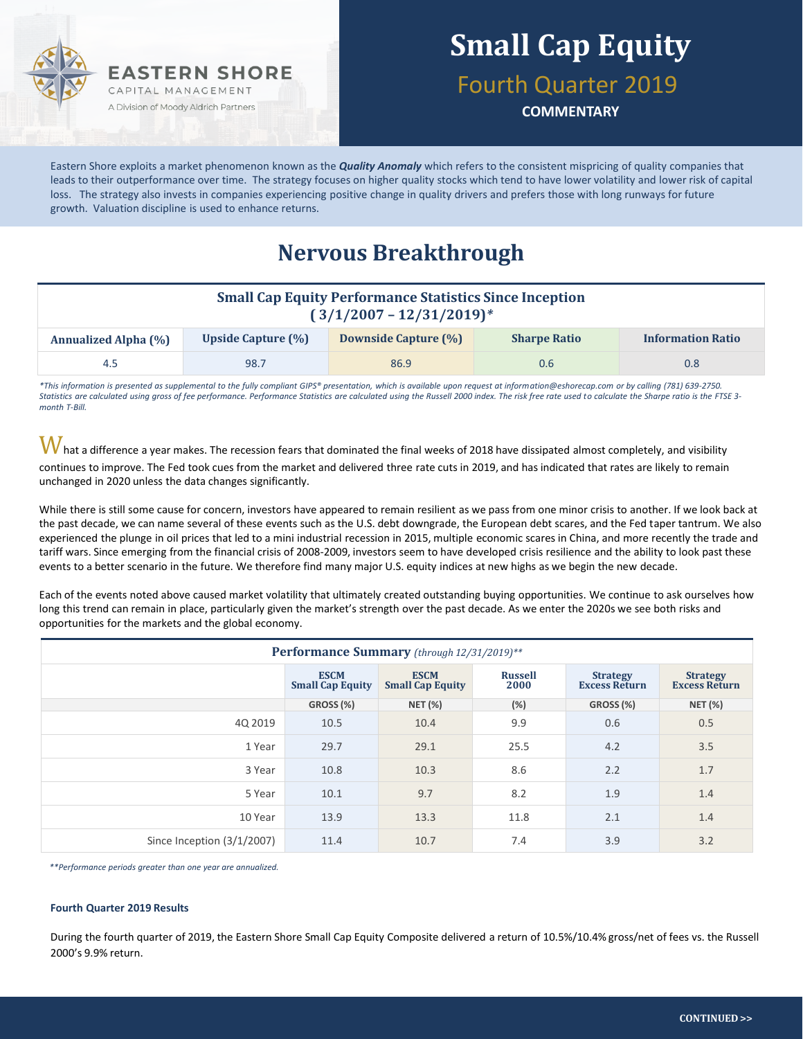EASTERN SHORE
CAPITAL MANAGEMENT
A Division of Moody Aldrich Partners

# Small Cap Equity

## Fourth Quarter 2019

**COMMENTARY**

Eastern Shore exploits a market phenomenon known as the ***Quality Anomaly*** which refers to the consistent mispricing of quality companies that leads to their outperformance over time. The strategy focuses on higher quality stocks which tend to have lower volatility and lower risk of capital loss. The strategy also invests in companies experiencing positive change in quality drivers and prefers those with long runways for future growth. Valuation discipline is used to enhance returns.

## Nervous Breakthrough

**Small Cap Equity Performance Statistics Since Inception (3/1/2007 – 12/31/2019)***

| Annualized Alpha (%) | Upside Capture (%) | Downside Capture (%) | Sharpe Ratio | Information Ratio |
|---|---|---|---|---|
| 4.5 | 98.7 | 86.9 | 0.6 | 0.8 |

*\*This information is presented as supplemental to the fully compliant GIPS® presentation, which is available upon request at information@eshorecap.com or by calling (781) 639-2750. Statistics are calculated using gross of fee performance. Performance Statistics are calculated using the Russell 2000 index. The risk free rate used to calculate the Sharpe ratio is the FTSE 3-month T-Bill.*

What a difference a year makes. The recession fears that dominated the final weeks of 2018 have dissipated almost completely, and visibility continues to improve. The Fed took cues from the market and delivered three rate cuts in 2019, and has indicated that rates are likely to remain unchanged in 2020 unless the data changes significantly.

While there is still some cause for concern, investors have appeared to remain resilient as we pass from one minor crisis to another. If we look back at the past decade, we can name several of these events such as the U.S. debt downgrade, the European debt scares, and the Fed taper tantrum. We also experienced the plunge in oil prices that led to a mini industrial recession in 2015, multiple economic scares in China, and more recently the trade and tariff wars. Since emerging from the financial crisis of 2008-2009, investors seem to have developed crisis resilience and the ability to look past these events to a better scenario in the future. We therefore find many major U.S. equity indices at new highs as we begin the new decade.

Each of the events noted above caused market volatility that ultimately created outstanding buying opportunities. We continue to ask ourselves how long this trend can remain in place, particularly given the market's strength over the past decade. As we enter the 2020s we see both risks and opportunities for the markets and the global economy.

**Performance Summary** *(through 12/31/2019)***

| | ESCM Small Cap Equity | ESCM Small Cap Equity | Russell 2000 | Strategy Excess Return | Strategy Excess Return |
|---|---|---|---|---|---|
| | GROSS (%) | NET (%) | (%) | GROSS (%) | NET (%) |
| 4Q 2019 | 10.5 | 10.4 | 9.9 | 0.6 | 0.5 |
| 1 Year | 29.7 | 29.1 | 25.5 | 4.2 | 3.5 |
| 3 Year | 10.8 | 10.3 | 8.6 | 2.2 | 1.7 |
| 5 Year | 10.1 | 9.7 | 8.2 | 1.9 | 1.4 |
| 10 Year | 13.9 | 13.3 | 11.8 | 2.1 | 1.4 |
| Since Inception (3/1/2007) | 11.4 | 10.7 | 7.4 | 3.9 | 3.2 |

*\*\*Performance periods greater than one year are annualized.*

**Fourth Quarter 2019 Results**

During the fourth quarter of 2019, the Eastern Shore Small Cap Equity Composite delivered a return of 10.5%/10.4% gross/net of fees vs. the Russell 2000's 9.9% return.

CONTINUED >>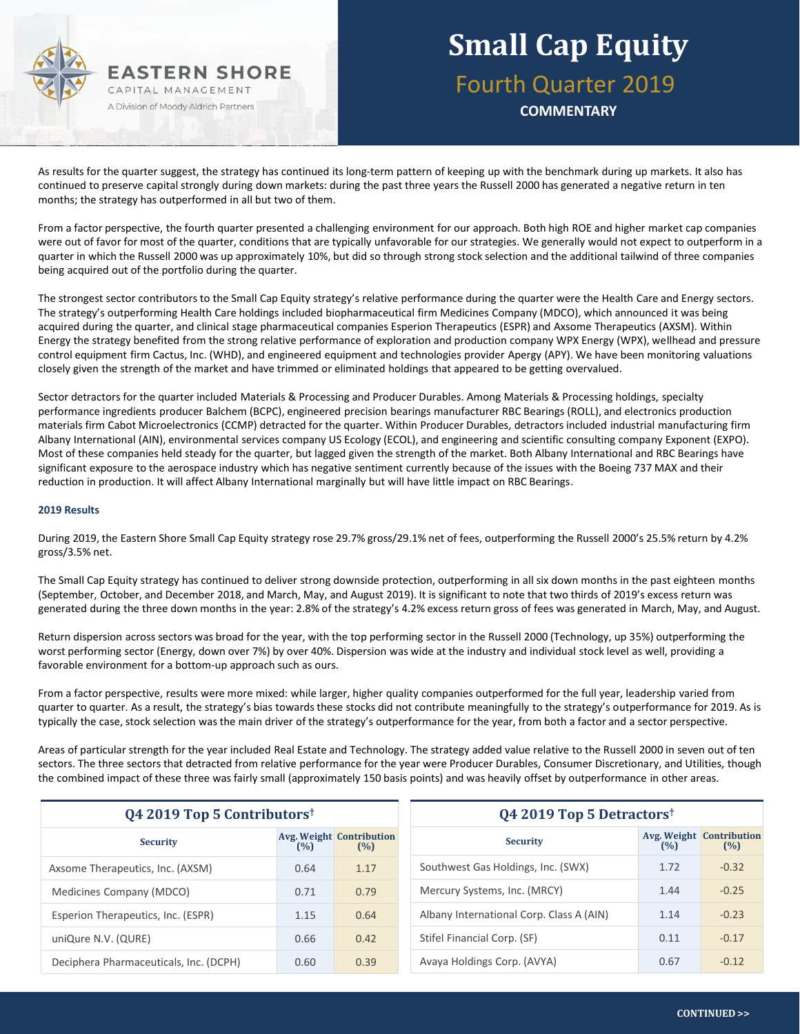# Small Cap Equity

## Fourth Quarter 2019

**COMMENTARY**

As results for the quarter suggest, the strategy has continued its long-term pattern of keeping up with the benchmark during up markets. It also has continued to preserve capital strongly during down markets: during the past three years the Russell 2000 has generated a negative return in ten months; the strategy has outperformed in all but two of them.

From a factor perspective, the fourth quarter presented a challenging environment for our approach. Both high ROE and higher market cap companies were out of favor for most of the quarter, conditions that are typically unfavorable for our strategies. We generally would not expect to outperform in a quarter in which the Russell 2000 was up approximately 10%, but did so through strong stock selection and the additional tailwind of three companies being acquired out of the portfolio during the quarter.

The strongest sector contributors to the Small Cap Equity strategy's relative performance during the quarter were the Health Care and Energy sectors. The strategy's outperforming Health Care holdings included biopharmaceutical firm Medicines Company (MDCO), which announced it was being acquired during the quarter, and clinical stage pharmaceutical companies Esperion Therapeutics (ESPR) and Axsome Therapeutics (AXSM). Within Energy the strategy benefited from the strong relative performance of exploration and production company WPX Energy (WPX), wellhead and pressure control equipment firm Cactus, Inc. (WHD), and engineered equipment and technologies provider Apergy (APY). We have been monitoring valuations closely given the strength of the market and have trimmed or eliminated holdings that appeared to be getting overvalued.

Sector detractors for the quarter included Materials & Processing and Producer Durables. Among Materials & Processing holdings, specialty performance ingredients producer Balchem (BCPC), engineered precision bearings manufacturer RBC Bearings (ROLL), and electronics production materials firm Cabot Microelectronics (CCMP) detracted for the quarter. Within Producer Durables, detractors included industrial manufacturing firm Albany International (AIN), environmental services company US Ecology (ECOL), and engineering and scientific consulting company Exponent (EXPO). Most of these companies held steady for the quarter, but lagged given the strength of the market. Both Albany International and RBC Bearings have significant exposure to the aerospace industry which has negative sentiment currently because of the issues with the Boeing 737 MAX and their reduction in production. It will affect Albany International marginally but will have little impact on RBC Bearings.

### 2019 Results

During 2019, the Eastern Shore Small Cap Equity strategy rose 29.7% gross/29.1% net of fees, outperforming the Russell 2000's 25.5% return by 4.2% gross/3.5% net.

The Small Cap Equity strategy has continued to deliver strong downside protection, outperforming in all six down months in the past eighteen months (September, October, and December 2018, and March, May, and August 2019). It is significant to note that two thirds of 2019's excess return was generated during the three down months in the year: 2.8% of the strategy's 4.2% excess return gross of fees was generated in March, May, and August.

Return dispersion across sectors was broad for the year, with the top performing sector in the Russell 2000 (Technology, up 35%) outperforming the worst performing sector (Energy, down over 7%) by over 40%. Dispersion was wide at the industry and individual stock level as well, providing a favorable environment for a bottom-up approach such as ours.

From a factor perspective, results were more mixed: while larger, higher quality companies outperformed for the full year, leadership varied from quarter to quarter. As a result, the strategy's bias towards these stocks did not contribute meaningfully to the strategy's outperformance for 2019. As is typically the case, stock selection was the main driver of the strategy's outperformance for the year, from both a factor and a sector perspective.

Areas of particular strength for the year included Real Estate and Technology. The strategy added value relative to the Russell 2000 in seven out of ten sectors. The three sectors that detracted from relative performance for the year were Producer Durables, Consumer Discretionary, and Utilities, though the combined impact of these three was fairly small (approximately 150 basis points) and was heavily offset by outperformance in other areas.

**Q4 2019 Top 5 Contributors†**

| Security | Avg. Weight (%) | Contribution (%) |
|---|---|---|
| Axsome Therapeutics, Inc. (AXSM) | 0.64 | 1.17 |
| Medicines Company (MDCO) | 0.71 | 0.79 |
| Esperion Therapeutics, Inc. (ESPR) | 1.15 | 0.64 |
| uniQure N.V. (QURE) | 0.66 | 0.42 |
| Deciphera Pharmaceuticals, Inc. (DCPH) | 0.60 | 0.39 |

**Q4 2019 Top 5 Detractors†**

| Security | Avg. Weight (%) | Contribution (%) |
|---|---|---|
| Southwest Gas Holdings, Inc. (SWX) | 1.72 | -0.32 |
| Mercury Systems, Inc. (MRCY) | 1.44 | -0.25 |
| Albany International Corp. Class A (AIN) | 1.14 | -0.23 |
| Stifel Financial Corp. (SF) | 0.11 | -0.17 |
| Avaya Holdings Corp. (AVYA) | 0.67 | -0.12 |

CONTINUED >>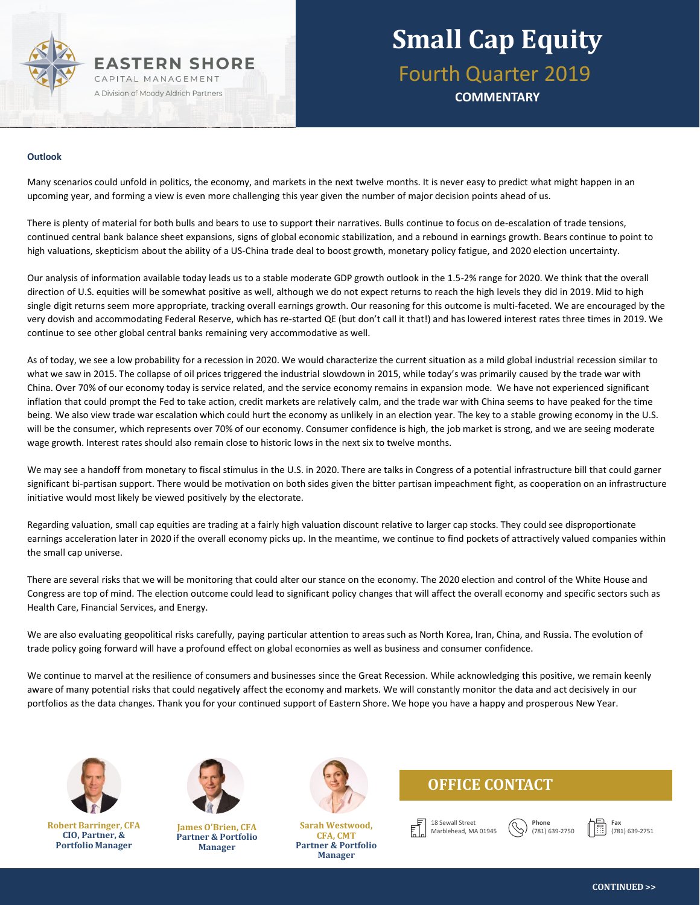# Small Cap Equity

## Fourth Quarter 2019

**COMMENTARY**

### Outlook

Many scenarios could unfold in politics, the economy, and markets in the next twelve months. It is never easy to predict what might happen in an upcoming year, and forming a view is even more challenging this year given the number of major decision points ahead of us.

There is plenty of material for both bulls and bears to use to support their narratives. Bulls continue to focus on de-escalation of trade tensions, continued central bank balance sheet expansions, signs of global economic stabilization, and a rebound in earnings growth. Bears continue to point to high valuations, skepticism about the ability of a US-China trade deal to boost growth, monetary policy fatigue, and 2020 election uncertainty.

Our analysis of information available today leads us to a stable moderate GDP growth outlook in the 1.5-2% range for 2020. We think that the overall direction of U.S. equities will be somewhat positive as well, although we do not expect returns to reach the high levels they did in 2019. Mid to high single digit returns seem more appropriate, tracking overall earnings growth. Our reasoning for this outcome is multi-faceted. We are encouraged by the very dovish and accommodating Federal Reserve, which has re-started QE (but don't call it that!) and has lowered interest rates three times in 2019. We continue to see other global central banks remaining very accommodative as well.

As of today, we see a low probability for a recession in 2020. We would characterize the current situation as a mild global industrial recession similar to what we saw in 2015. The collapse of oil prices triggered the industrial slowdown in 2015, while today's was primarily caused by the trade war with China. Over 70% of our economy today is service related, and the service economy remains in expansion mode. We have not experienced significant inflation that could prompt the Fed to take action, credit markets are relatively calm, and the trade war with China seems to have peaked for the time being. We also view trade war escalation which could hurt the economy as unlikely in an election year. The key to a stable growing economy in the U.S. will be the consumer, which represents over 70% of our economy. Consumer confidence is high, the job market is strong, and we are seeing moderate wage growth. Interest rates should also remain close to historic lows in the next six to twelve months.

We may see a handoff from monetary to fiscal stimulus in the U.S. in 2020. There are talks in Congress of a potential infrastructure bill that could garner significant bi-partisan support. There would be motivation on both sides given the bitter partisan impeachment fight, as cooperation on an infrastructure initiative would most likely be viewed positively by the electorate.

Regarding valuation, small cap equities are trading at a fairly high valuation discount relative to larger cap stocks. They could see disproportionate earnings acceleration later in 2020 if the overall economy picks up. In the meantime, we continue to find pockets of attractively valued companies within the small cap universe.

There are several risks that we will be monitoring that could alter our stance on the economy. The 2020 election and control of the White House and Congress are top of mind. The election outcome could lead to significant policy changes that will affect the overall economy and specific sectors such as Health Care, Financial Services, and Energy.

We are also evaluating geopolitical risks carefully, paying particular attention to areas such as North Korea, Iran, China, and Russia. The evolution of trade policy going forward will have a profound effect on global economies as well as business and consumer confidence.

We continue to marvel at the resilience of consumers and businesses since the Great Recession. While acknowledging this positive, we remain keenly aware of many potential risks that could negatively affect the economy and markets. We will constantly monitor the data and act decisively in our portfolios as the data changes. Thank you for your continued support of Eastern Shore. We hope you have a happy and prosperous New Year.

**Robert Barringer, CFA**
CIO, Partner, & Portfolio Manager

**James O'Brien, CFA**
Partner & Portfolio Manager

**Sarah Westwood, CFA, CMT**
Partner & Portfolio Manager

### OFFICE CONTACT

18 Sewall Street
Marblehead, MA 01945

**Phone**
(781) 639-2750

**Fax**
(781) 639-2751

CONTINUED >>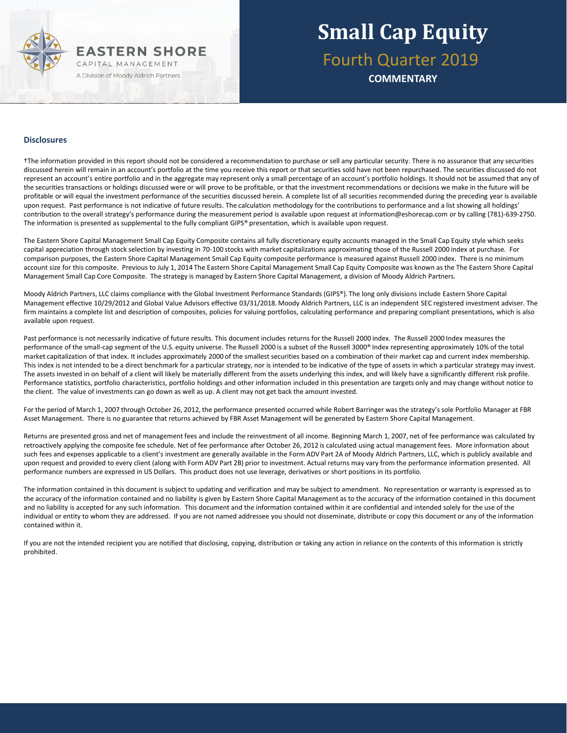# Small Cap Equity

Fourth Quarter 2019

**COMMENTARY**

EASTERN SHORE
CAPITAL MANAGEMENT
A Division of Moody Aldrich Partners

## Disclosures

†The information provided in this report should not be considered a recommendation to purchase or sell any particular security. There is no assurance that any securities discussed herein will remain in an account's portfolio at the time you receive this report or that securities sold have not been repurchased. The securities discussed do not represent an account's entire portfolio and in the aggregate may represent only a small percentage of an account's portfolio holdings. It should not be assumed that any of the securities transactions or holdings discussed were or will prove to be profitable, or that the investment recommendations or decisions we make in the future will be profitable or will equal the investment performance of the securities discussed herein. A complete list of all securities recommended during the preceding year is available upon request. Past performance is not indicative of future results. The calculation methodology for the contributions to performance and a list showing all holdings' contribution to the overall strategy's performance during the measurement period is available upon request at information@eshorecap.com or by calling (781)-639-2750. The information is presented as supplemental to the fully compliant GIPS® presentation, which is available upon request.

The Eastern Shore Capital Management Small Cap Equity Composite contains all fully discretionary equity accounts managed in the Small Cap Equity style which seeks capital appreciation through stock selection by investing in 70-100 stocks with market capitalizations approximating those of the Russell 2000 index at purchase. For comparison purposes, the Eastern Shore Capital Management Small Cap Equity composite performance is measured against Russell 2000 index. There is no minimum account size for this composite. Previous to July 1, 2014 The Eastern Shore Capital Management Small Cap Equity Composite was known as the The Eastern Shore Capital Management Small Cap Core Composite. The strategy is managed by Eastern Shore Capital Management, a division of Moody Aldrich Partners.

Moody Aldrich Partners, LLC claims compliance with the Global Investment Performance Standards (GIPS®). The long only divisions include Eastern Shore Capital Management effective 10/29/2012 and Global Value Advisors effective 03/31/2018. Moody Aldrich Partners, LLC is an independent SEC registered investment adviser. The firm maintains a complete list and description of composites, policies for valuing portfolios, calculating performance and preparing compliant presentations, which is also available upon request.

Past performance is not necessarily indicative of future results. This document includes returns for the Russell 2000 index. The Russell 2000 Index measures the performance of the small-cap segment of the U.S. equity universe. The Russell 2000 is a subset of the Russell 3000® Index representing approximately 10% of the total market capitalization of that index. It includes approximately 2000 of the smallest securities based on a combination of their market cap and current index membership. This index is not intended to be a direct benchmark for a particular strategy, nor is intended to be indicative of the type of assets in which a particular strategy may invest. The assets invested in on behalf of a client will likely be materially different from the assets underlying this index, and will likely have a significantly different risk profile. Performance statistics, portfolio characteristics, portfolio holdings and other information included in this presentation are targets only and may change without notice to the client. The value of investments can go down as well as up. A client may not get back the amount invested.

For the period of March 1, 2007 through October 26, 2012, the performance presented occurred while Robert Barringer was the strategy's sole Portfolio Manager at FBR Asset Management. There is no guarantee that returns achieved by FBR Asset Management will be generated by Eastern Shore Capital Management.

Returns are presented gross and net of management fees and include the reinvestment of all income. Beginning March 1, 2007, net of fee performance was calculated by retroactively applying the composite fee schedule. Net of fee performance after October 26, 2012 is calculated using actual management fees. More information about such fees and expenses applicable to a client's investment are generally available in the Form ADV Part 2A of Moody Aldrich Partners, LLC, which is publicly available and upon request and provided to every client (along with Form ADV Part 2B) prior to investment. Actual returns may vary from the performance information presented. All performance numbers are expressed in US Dollars. This product does not use leverage, derivatives or short positions in its portfolio.

The information contained in this document is subject to updating and verification and may be subject to amendment. No representation or warranty is expressed as to the accuracy of the information contained and no liability is given by Eastern Shore Capital Management as to the accuracy of the information contained in this document and no liability is accepted for any such information. This document and the information contained within it are confidential and intended solely for the use of the individual or entity to whom they are addressed. If you are not named addressee you should not disseminate, distribute or copy this document or any of the information contained within it.

If you are not the intended recipient you are notified that disclosing, copying, distribution or taking any action in reliance on the contents of this information is strictly prohibited.